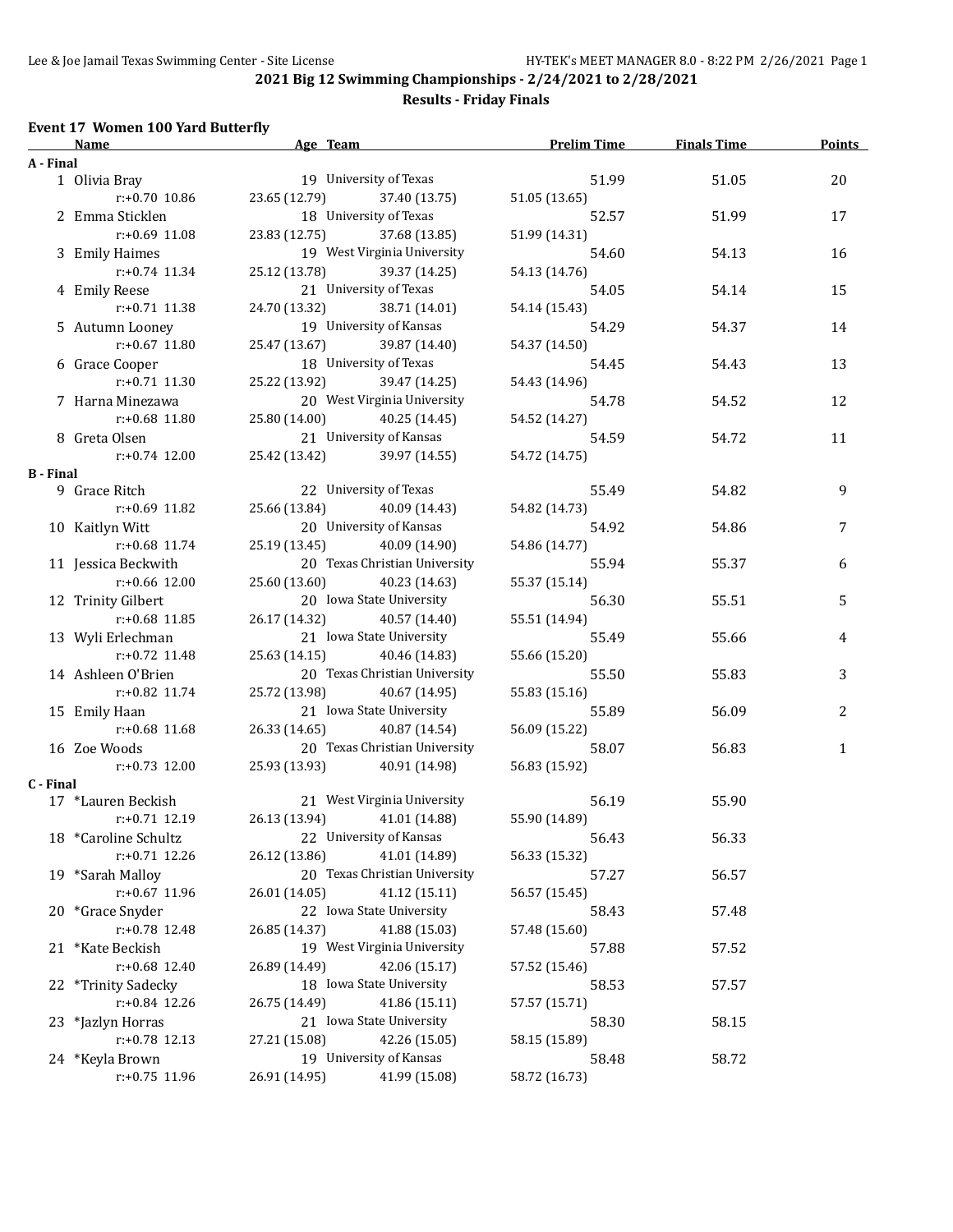# 2021 Big 12 Swimming Championships - 2/24/2021 to 2/28/2021

## Results - Friday Finals

### Event 17 Women 100 Yard Butterfly

| Name | Age | Team | Prelim Time | Finals Time | Points |
|---|---|---|---|---|---|
| **A - Final** | | | | | |
| 1 Olivia Bray | 19 | University of Texas | 51.99 | 51.05 | 20 |
| r:+0.70 10.86 | 23.65 (12.79) | 37.40 (13.75) | 51.05 (13.65) | | |
| 2 Emma Sticklen | 18 | University of Texas | 52.57 | 51.99 | 17 |
| r:+0.69 11.08 | 23.83 (12.75) | 37.68 (13.85) | 51.99 (14.31) | | |
| 3 Emily Haimes | 19 | West Virginia University | 54.60 | 54.13 | 16 |
| r:+0.74 11.34 | 25.12 (13.78) | 39.37 (14.25) | 54.13 (14.76) | | |
| 4 Emily Reese | 21 | University of Texas | 54.05 | 54.14 | 15 |
| r:+0.71 11.38 | 24.70 (13.32) | 38.71 (14.01) | 54.14 (15.43) | | |
| 5 Autumn Looney | 19 | University of Kansas | 54.29 | 54.37 | 14 |
| r:+0.67 11.80 | 25.47 (13.67) | 39.87 (14.40) | 54.37 (14.50) | | |
| 6 Grace Cooper | 18 | University of Texas | 54.45 | 54.43 | 13 |
| r:+0.71 11.30 | 25.22 (13.92) | 39.47 (14.25) | 54.43 (14.96) | | |
| 7 Harna Minezawa | 20 | West Virginia University | 54.78 | 54.52 | 12 |
| r:+0.68 11.80 | 25.80 (14.00) | 40.25 (14.45) | 54.52 (14.27) | | |
| 8 Greta Olsen | 21 | University of Kansas | 54.59 | 54.72 | 11 |
| r:+0.74 12.00 | 25.42 (13.42) | 39.97 (14.55) | 54.72 (14.75) | | |
| **B - Final** | | | | | |
| 9 Grace Ritch | 22 | University of Texas | 55.49 | 54.82 | 9 |
| r:+0.69 11.82 | 25.66 (13.84) | 40.09 (14.43) | 54.82 (14.73) | | |
| 10 Kaitlyn Witt | 20 | University of Kansas | 54.92 | 54.86 | 7 |
| r:+0.68 11.74 | 25.19 (13.45) | 40.09 (14.90) | 54.86 (14.77) | | |
| 11 Jessica Beckwith | 20 | Texas Christian University | 55.94 | 55.37 | 6 |
| r:+0.66 12.00 | 25.60 (13.60) | 40.23 (14.63) | 55.37 (15.14) | | |
| 12 Trinity Gilbert | 20 | Iowa State University | 56.30 | 55.51 | 5 |
| r:+0.68 11.85 | 26.17 (14.32) | 40.57 (14.40) | 55.51 (14.94) | | |
| 13 Wyli Erlechman | 21 | Iowa State University | 55.49 | 55.66 | 4 |
| r:+0.72 11.48 | 25.63 (14.15) | 40.46 (14.83) | 55.66 (15.20) | | |
| 14 Ashleen O'Brien | 20 | Texas Christian University | 55.50 | 55.83 | 3 |
| r:+0.82 11.74 | 25.72 (13.98) | 40.67 (14.95) | 55.83 (15.16) | | |
| 15 Emily Haan | 21 | Iowa State University | 55.89 | 56.09 | 2 |
| r:+0.68 11.68 | 26.33 (14.65) | 40.87 (14.54) | 56.09 (15.22) | | |
| 16 Zoe Woods | 20 | Texas Christian University | 58.07 | 56.83 | 1 |
| r:+0.73 12.00 | 25.93 (13.93) | 40.91 (14.98) | 56.83 (15.92) | | |
| **C - Final** | | | | | |
| 17 *Lauren Beckish | 21 | West Virginia University | 56.19 | 55.90 | |
| r:+0.71 12.19 | 26.13 (13.94) | 41.01 (14.88) | 55.90 (14.89) | | |
| 18 *Caroline Schultz | 22 | University of Kansas | 56.43 | 56.33 | |
| r:+0.71 12.26 | 26.12 (13.86) | 41.01 (14.89) | 56.33 (15.32) | | |
| 19 *Sarah Malloy | 20 | Texas Christian University | 57.27 | 56.57 | |
| r:+0.67 11.96 | 26.01 (14.05) | 41.12 (15.11) | 56.57 (15.45) | | |
| 20 *Grace Snyder | 22 | Iowa State University | 58.43 | 57.48 | |
| r:+0.78 12.48 | 26.85 (14.37) | 41.88 (15.03) | 57.48 (15.60) | | |
| 21 *Kate Beckish | 19 | West Virginia University | 57.88 | 57.52 | |
| r:+0.68 12.40 | 26.89 (14.49) | 42.06 (15.17) | 57.52 (15.46) | | |
| 22 *Trinity Sadecky | 18 | Iowa State University | 58.53 | 57.57 | |
| r:+0.84 12.26 | 26.75 (14.49) | 41.86 (15.11) | 57.57 (15.71) | | |
| 23 *Jazlyn Horras | 21 | Iowa State University | 58.30 | 58.15 | |
| r:+0.78 12.13 | 27.21 (15.08) | 42.26 (15.05) | 58.15 (15.89) | | |
| 24 *Keyla Brown | 19 | University of Kansas | 58.48 | 58.72 | |
| r:+0.75 11.96 | 26.91 (14.95) | 41.99 (15.08) | 58.72 (16.73) | | |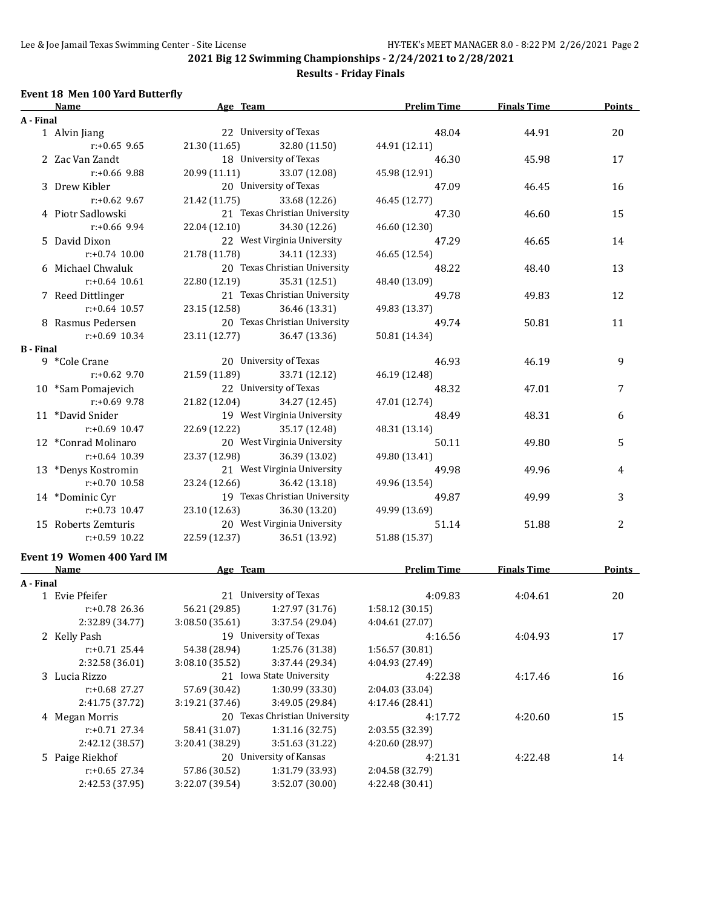**2021 Big 12 Swimming Championships - 2/24/2021 to 2/28/2021**

**Results - Friday Finals**

### Event 18 Men 100 Yard Butterfly

| Name | Age | Team | Prelim Time | Finals Time | Points |
|---|---|---|---|---|---|
| **A - Final** | | | | | |
| 1 Alvin Jiang | 22 | University of Texas | 48.04 | 44.91 | 20 |
| r:+0.65 9.65 | 21.30 (11.65) | 32.80 (11.50) | 44.91 (12.11) | | |
| 2 Zac Van Zandt | 18 | University of Texas | 46.30 | 45.98 | 17 |
| r:+0.66 9.88 | 20.99 (11.11) | 33.07 (12.08) | 45.98 (12.91) | | |
| 3 Drew Kibler | 20 | University of Texas | 47.09 | 46.45 | 16 |
| r:+0.62 9.67 | 21.42 (11.75) | 33.68 (12.26) | 46.45 (12.77) | | |
| 4 Piotr Sadlowski | 21 | Texas Christian University | 47.30 | 46.60 | 15 |
| r:+0.66 9.94 | 22.04 (12.10) | 34.30 (12.26) | 46.60 (12.30) | | |
| 5 David Dixon | 22 | West Virginia University | 47.29 | 46.65 | 14 |
| r:+0.74 10.00 | 21.78 (11.78) | 34.11 (12.33) | 46.65 (12.54) | | |
| 6 Michael Chwaluk | 20 | Texas Christian University | 48.22 | 48.40 | 13 |
| r:+0.64 10.61 | 22.80 (12.19) | 35.31 (12.51) | 48.40 (13.09) | | |
| 7 Reed Dittlinger | 21 | Texas Christian University | 49.78 | 49.83 | 12 |
| r:+0.64 10.57 | 23.15 (12.58) | 36.46 (13.31) | 49.83 (13.37) | | |
| 8 Rasmus Pedersen | 20 | Texas Christian University | 49.74 | 50.81 | 11 |
| r:+0.69 10.34 | 23.11 (12.77) | 36.47 (13.36) | 50.81 (14.34) | | |
| **B - Final** | | | | | |
| 9 *Cole Crane | 20 | University of Texas | 46.93 | 46.19 | 9 |
| r:+0.62 9.70 | 21.59 (11.89) | 33.71 (12.12) | 46.19 (12.48) | | |
| 10 *Sam Pomajevich | 22 | University of Texas | 48.32 | 47.01 | 7 |
| r:+0.69 9.78 | 21.82 (12.04) | 34.27 (12.45) | 47.01 (12.74) | | |
| 11 *David Snider | 19 | West Virginia University | 48.49 | 48.31 | 6 |
| r:+0.69 10.47 | 22.69 (12.22) | 35.17 (12.48) | 48.31 (13.14) | | |
| 12 *Conrad Molinaro | 20 | West Virginia University | 50.11 | 49.80 | 5 |
| r:+0.64 10.39 | 23.37 (12.98) | 36.39 (13.02) | 49.80 (13.41) | | |
| 13 *Denys Kostromin | 21 | West Virginia University | 49.98 | 49.96 | 4 |
| r:+0.70 10.58 | 23.24 (12.66) | 36.42 (13.18) | 49.96 (13.54) | | |
| 14 *Dominic Cyr | 19 | Texas Christian University | 49.87 | 49.99 | 3 |
| r:+0.73 10.47 | 23.10 (12.63) | 36.30 (13.20) | 49.99 (13.69) | | |
| 15 Roberts Zemturis | 20 | West Virginia University | 51.14 | 51.88 | 2 |
| r:+0.59 10.22 | 22.59 (12.37) | 36.51 (13.92) | 51.88 (15.37) | | |

### Event 19 Women 400 Yard IM

| Name | Age | Team | Prelim Time | Finals Time | Points |
|---|---|---|---|---|---|
| **A - Final** | | | | | |
| 1 Evie Pfeifer | 21 | University of Texas | 4:09.83 | 4:04.61 | 20 |
| r:+0.78 26.36 | 56.21 (29.85) | 1:27.97 (31.76) | 1:58.12 (30.15) | | |
| 2:32.89 (34.77) | 3:08.50 (35.61) | 3:37.54 (29.04) | 4:04.61 (27.07) | | |
| 2 Kelly Pash | 19 | University of Texas | 4:16.56 | 4:04.93 | 17 |
| r:+0.71 25.44 | 54.38 (28.94) | 1:25.76 (31.38) | 1:56.57 (30.81) | | |
| 2:32.58 (36.01) | 3:08.10 (35.52) | 3:37.44 (29.34) | 4:04.93 (27.49) | | |
| 3 Lucia Rizzo | 21 | Iowa State University | 4:22.38 | 4:17.46 | 16 |
| r:+0.68 27.27 | 57.69 (30.42) | 1:30.99 (33.30) | 2:04.03 (33.04) | | |
| 2:41.75 (37.72) | 3:19.21 (37.46) | 3:49.05 (29.84) | 4:17.46 (28.41) | | |
| 4 Megan Morris | 20 | Texas Christian University | 4:17.72 | 4:20.60 | 15 |
| r:+0.71 27.34 | 58.41 (31.07) | 1:31.16 (32.75) | 2:03.55 (32.39) | | |
| 2:42.12 (38.57) | 3:20.41 (38.29) | 3:51.63 (31.22) | 4:20.60 (28.97) | | |
| 5 Paige Riekhof | 20 | University of Kansas | 4:21.31 | 4:22.48 | 14 |
| r:+0.65 27.34 | 57.86 (30.52) | 1:31.79 (33.93) | 2:04.58 (32.79) | | |
| 2:42.53 (37.95) | 3:22.07 (39.54) | 3:52.07 (30.00) | 4:22.48 (30.41) | | |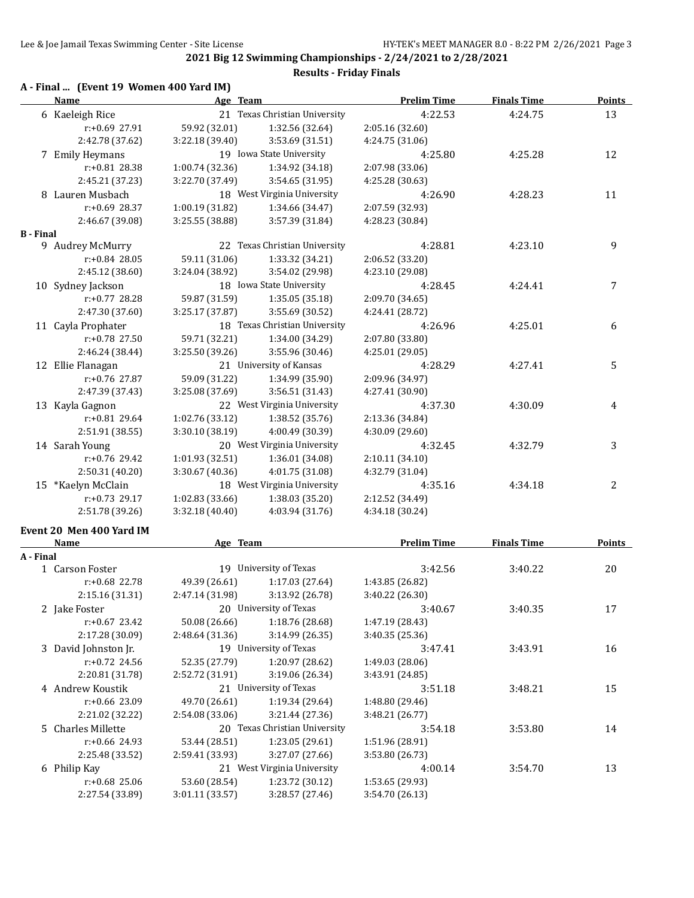## 2021 Big 12 Swimming Championships - 2/24/2021 to 2/28/2021

### Results - Friday Finals

**A - Final ... (Event 19 Women 400 Yard IM)**

| Name | Age | Team | Prelim Time | Finals Time | Points |
|---|---|---|---|---|---|
| 6 Kaeleigh Rice | 21 | Texas Christian University | 4:22.53 | 4:24.75 | 13 |
| r:+0.69 27.91 | 59.92 (32.01) | 1:32.56 (32.64) | 2:05.16 (32.60) | | |
| 2:42.78 (37.62) | 3:22.18 (39.40) | 3:53.69 (31.51) | 4:24.75 (31.06) | | |
| 7 Emily Heymans | 19 | Iowa State University | 4:25.80 | 4:25.28 | 12 |
| r:+0.81 28.38 | 1:00.74 (32.36) | 1:34.92 (34.18) | 2:07.98 (33.06) | | |
| 2:45.21 (37.23) | 3:22.70 (37.49) | 3:54.65 (31.95) | 4:25.28 (30.63) | | |
| 8 Lauren Musbach | 18 | West Virginia University | 4:26.90 | 4:28.23 | 11 |
| r:+0.69 28.37 | 1:00.19 (31.82) | 1:34.66 (34.47) | 2:07.59 (32.93) | | |
| 2:46.67 (39.08) | 3:25.55 (38.88) | 3:57.39 (31.84) | 4:28.23 (30.84) | | |

**B - Final**

| Name | Age | Team | Prelim Time | Finals Time | Points |
|---|---|---|---|---|---|
| 9 Audrey McMurry | 22 | Texas Christian University | 4:28.81 | 4:23.10 | 9 |
| r:+0.84 28.05 | 59.11 (31.06) | 1:33.32 (34.21) | 2:06.52 (33.20) | | |
| 2:45.12 (38.60) | 3:24.04 (38.92) | 3:54.02 (29.98) | 4:23.10 (29.08) | | |
| 10 Sydney Jackson | 18 | Iowa State University | 4:28.45 | 4:24.41 | 7 |
| r:+0.77 28.28 | 59.87 (31.59) | 1:35.05 (35.18) | 2:09.70 (34.65) | | |
| 2:47.30 (37.60) | 3:25.17 (37.87) | 3:55.69 (30.52) | 4:24.41 (28.72) | | |
| 11 Cayla Prophater | 18 | Texas Christian University | 4:26.96 | 4:25.01 | 6 |
| r:+0.78 27.50 | 59.71 (32.21) | 1:34.00 (34.29) | 2:07.80 (33.80) | | |
| 2:46.24 (38.44) | 3:25.50 (39.26) | 3:55.96 (30.46) | 4:25.01 (29.05) | | |
| 12 Ellie Flanagan | 21 | University of Kansas | 4:28.29 | 4:27.41 | 5 |
| r:+0.76 27.87 | 59.09 (31.22) | 1:34.99 (35.90) | 2:09.96 (34.97) | | |
| 2:47.39 (37.43) | 3:25.08 (37.69) | 3:56.51 (31.43) | 4:27.41 (30.90) | | |
| 13 Kayla Gagnon | 22 | West Virginia University | 4:37.30 | 4:30.09 | 4 |
| r:+0.81 29.64 | 1:02.76 (33.12) | 1:38.52 (35.76) | 2:13.36 (34.84) | | |
| 2:51.91 (38.55) | 3:30.10 (38.19) | 4:00.49 (30.39) | 4:30.09 (29.60) | | |
| 14 Sarah Young | 20 | West Virginia University | 4:32.45 | 4:32.79 | 3 |
| r:+0.76 29.42 | 1:01.93 (32.51) | 1:36.01 (34.08) | 2:10.11 (34.10) | | |
| 2:50.31 (40.20) | 3:30.67 (40.36) | 4:01.75 (31.08) | 4:32.79 (31.04) | | |
| 15 *Kaelyn McClain | 18 | West Virginia University | 4:35.16 | 4:34.18 | 2 |
| r:+0.73 29.17 | 1:02.83 (33.66) | 1:38.03 (35.20) | 2:12.52 (34.49) | | |
| 2:51.78 (39.26) | 3:32.18 (40.40) | 4:03.94 (31.76) | 4:34.18 (30.24) | | |

### Event 20 Men 400 Yard IM

**A - Final**

| Name | Age | Team | Prelim Time | Finals Time | Points |
|---|---|---|---|---|---|
| 1 Carson Foster | 19 | University of Texas | 3:42.56 | 3:40.22 | 20 |
| r:+0.68 22.78 | 49.39 (26.61) | 1:17.03 (27.64) | 1:43.85 (26.82) | | |
| 2:15.16 (31.31) | 2:47.14 (31.98) | 3:13.92 (26.78) | 3:40.22 (26.30) | | |
| 2 Jake Foster | 20 | University of Texas | 3:40.67 | 3:40.35 | 17 |
| r:+0.67 23.42 | 50.08 (26.66) | 1:18.76 (28.68) | 1:47.19 (28.43) | | |
| 2:17.28 (30.09) | 2:48.64 (31.36) | 3:14.99 (26.35) | 3:40.35 (25.36) | | |
| 3 David Johnston Jr. | 19 | University of Texas | 3:47.41 | 3:43.91 | 16 |
| r:+0.72 24.56 | 52.35 (27.79) | 1:20.97 (28.62) | 1:49.03 (28.06) | | |
| 2:20.81 (31.78) | 2:52.72 (31.91) | 3:19.06 (26.34) | 3:43.91 (24.85) | | |
| 4 Andrew Koustik | 21 | University of Texas | 3:51.18 | 3:48.21 | 15 |
| r:+0.66 23.09 | 49.70 (26.61) | 1:19.34 (29.64) | 1:48.80 (29.46) | | |
| 2:21.02 (32.22) | 2:54.08 (33.06) | 3:21.44 (27.36) | 3:48.21 (26.77) | | |
| 5 Charles Millette | 20 | Texas Christian University | 3:54.18 | 3:53.80 | 14 |
| r:+0.66 24.93 | 53.44 (28.51) | 1:23.05 (29.61) | 1:51.96 (28.91) | | |
| 2:25.48 (33.52) | 2:59.41 (33.93) | 3:27.07 (27.66) | 3:53.80 (26.73) | | |
| 6 Philip Kay | 21 | West Virginia University | 4:00.14 | 3:54.70 | 13 |
| r:+0.68 25.06 | 53.60 (28.54) | 1:23.72 (30.12) | 1:53.65 (29.93) | | |
| 2:27.54 (33.89) | 3:01.11 (33.57) | 3:28.57 (27.46) | 3:54.70 (26.13) | | |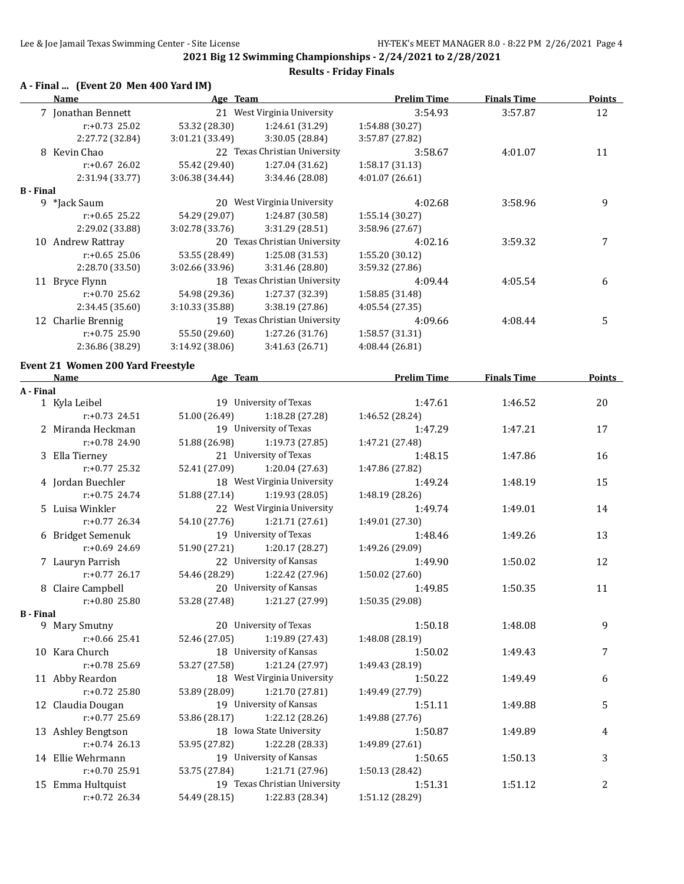**2021 Big 12 Swimming Championships - 2/24/2021 to 2/28/2021**

**Results - Friday Finals**

### A - Final ... (Event 20 Men 400 Yard IM)

| | Name | Age | Team | Prelim Time | Finals Time | Points |
|---|---|---|---|---|---|---|
| 7 | Jonathan Bennett | 21 | West Virginia University | 3:54.93 | 3:57.87 | 12 |
| | r:+0.73 25.02 | 53.32 (28.30) | 1:24.61 (31.29) | 1:54.88 (30.27) | | |
| | 2:27.72 (32.84) | 3:01.21 (33.49) | 3:30.05 (28.84) | 3:57.87 (27.82) | | |
| 8 | Kevin Chao | 22 | Texas Christian University | 3:58.67 | 4:01.07 | 11 |
| | r:+0.67 26.02 | 55.42 (29.40) | 1:27.04 (31.62) | 1:58.17 (31.13) | | |
| | 2:31.94 (33.77) | 3:06.38 (34.44) | 3:34.46 (28.08) | 4:01.07 (26.61) | | |
| **B - Final** | | | | | | |
| 9 | *Jack Saum | 20 | West Virginia University | 4:02.68 | 3:58.96 | 9 |
| | r:+0.65 25.22 | 54.29 (29.07) | 1:24.87 (30.58) | 1:55.14 (30.27) | | |
| | 2:29.02 (33.88) | 3:02.78 (33.76) | 3:31.29 (28.51) | 3:58.96 (27.67) | | |
| 10 | Andrew Rattray | 20 | Texas Christian University | 4:02.16 | 3:59.32 | 7 |
| | r:+0.65 25.06 | 53.55 (28.49) | 1:25.08 (31.53) | 1:55.20 (30.12) | | |
| | 2:28.70 (33.50) | 3:02.66 (33.96) | 3:31.46 (28.80) | 3:59.32 (27.86) | | |
| 11 | Bryce Flynn | 18 | Texas Christian University | 4:09.44 | 4:05.54 | 6 |
| | r:+0.70 25.62 | 54.98 (29.36) | 1:27.37 (32.39) | 1:58.85 (31.48) | | |
| | 2:34.45 (35.60) | 3:10.33 (35.88) | 3:38.19 (27.86) | 4:05.54 (27.35) | | |
| 12 | Charlie Brennig | 19 | Texas Christian University | 4:09.66 | 4:08.44 | 5 |
| | r:+0.75 25.90 | 55.50 (29.60) | 1:27.26 (31.76) | 1:58.57 (31.31) | | |
| | 2:36.86 (38.29) | 3:14.92 (38.06) | 3:41.63 (26.71) | 4:08.44 (26.81) | | |

### Event 21 Women 200 Yard Freestyle

| | Name | Age | Team | Prelim Time | Finals Time | Points |
|---|---|---|---|---|---|---|
| **A - Final** | | | | | | |
| 1 | Kyla Leibel | 19 | University of Texas | 1:47.61 | 1:46.52 | 20 |
| | r:+0.73 24.51 | 51.00 (26.49) | 1:18.28 (27.28) | 1:46.52 (28.24) | | |
| 2 | Miranda Heckman | 19 | University of Texas | 1:47.29 | 1:47.21 | 17 |
| | r:+0.78 24.90 | 51.88 (26.98) | 1:19.73 (27.85) | 1:47.21 (27.48) | | |
| 3 | Ella Tierney | 21 | University of Texas | 1:48.15 | 1:47.86 | 16 |
| | r:+0.77 25.32 | 52.41 (27.09) | 1:20.04 (27.63) | 1:47.86 (27.82) | | |
| 4 | Jordan Buechler | 18 | West Virginia University | 1:49.24 | 1:48.19 | 15 |
| | r:+0.75 24.74 | 51.88 (27.14) | 1:19.93 (28.05) | 1:48.19 (28.26) | | |
| 5 | Luisa Winkler | 22 | West Virginia University | 1:49.74 | 1:49.01 | 14 |
| | r:+0.77 26.34 | 54.10 (27.76) | 1:21.71 (27.61) | 1:49.01 (27.30) | | |
| 6 | Bridget Semenuk | 19 | University of Texas | 1:48.46 | 1:49.26 | 13 |
| | r:+0.69 24.69 | 51.90 (27.21) | 1:20.17 (28.27) | 1:49.26 (29.09) | | |
| 7 | Lauryn Parrish | 22 | University of Kansas | 1:49.90 | 1:50.02 | 12 |
| | r:+0.77 26.17 | 54.46 (28.29) | 1:22.42 (27.96) | 1:50.02 (27.60) | | |
| 8 | Claire Campbell | 20 | University of Kansas | 1:49.85 | 1:50.35 | 11 |
| | r:+0.80 25.80 | 53.28 (27.48) | 1:21.27 (27.99) | 1:50.35 (29.08) | | |
| **B - Final** | | | | | | |
| 9 | Mary Smutny | 20 | University of Texas | 1:50.18 | 1:48.08 | 9 |
| | r:+0.66 25.41 | 52.46 (27.05) | 1:19.89 (27.43) | 1:48.08 (28.19) | | |
| 10 | Kara Church | 18 | University of Kansas | 1:50.02 | 1:49.43 | 7 |
| | r:+0.78 25.69 | 53.27 (27.58) | 1:21.24 (27.97) | 1:49.43 (28.19) | | |
| 11 | Abby Reardon | 18 | West Virginia University | 1:50.22 | 1:49.49 | 6 |
| | r:+0.72 25.80 | 53.89 (28.09) | 1:21.70 (27.81) | 1:49.49 (27.79) | | |
| 12 | Claudia Dougan | 19 | University of Kansas | 1:51.11 | 1:49.88 | 5 |
| | r:+0.77 25.69 | 53.86 (28.17) | 1:22.12 (28.26) | 1:49.88 (27.76) | | |
| 13 | Ashley Bengtson | 18 | Iowa State University | 1:50.87 | 1:49.89 | 4 |
| | r:+0.74 26.13 | 53.95 (27.82) | 1:22.28 (28.33) | 1:49.89 (27.61) | | |
| 14 | Ellie Wehrmann | 19 | University of Kansas | 1:50.65 | 1:50.13 | 3 |
| | r:+0.70 25.91 | 53.75 (27.84) | 1:21.71 (27.96) | 1:50.13 (28.42) | | |
| 15 | Emma Hultquist | 19 | Texas Christian University | 1:51.31 | 1:51.12 | 2 |
| | r:+0.72 26.34 | 54.49 (28.15) | 1:22.83 (28.34) | 1:51.12 (28.29) | | |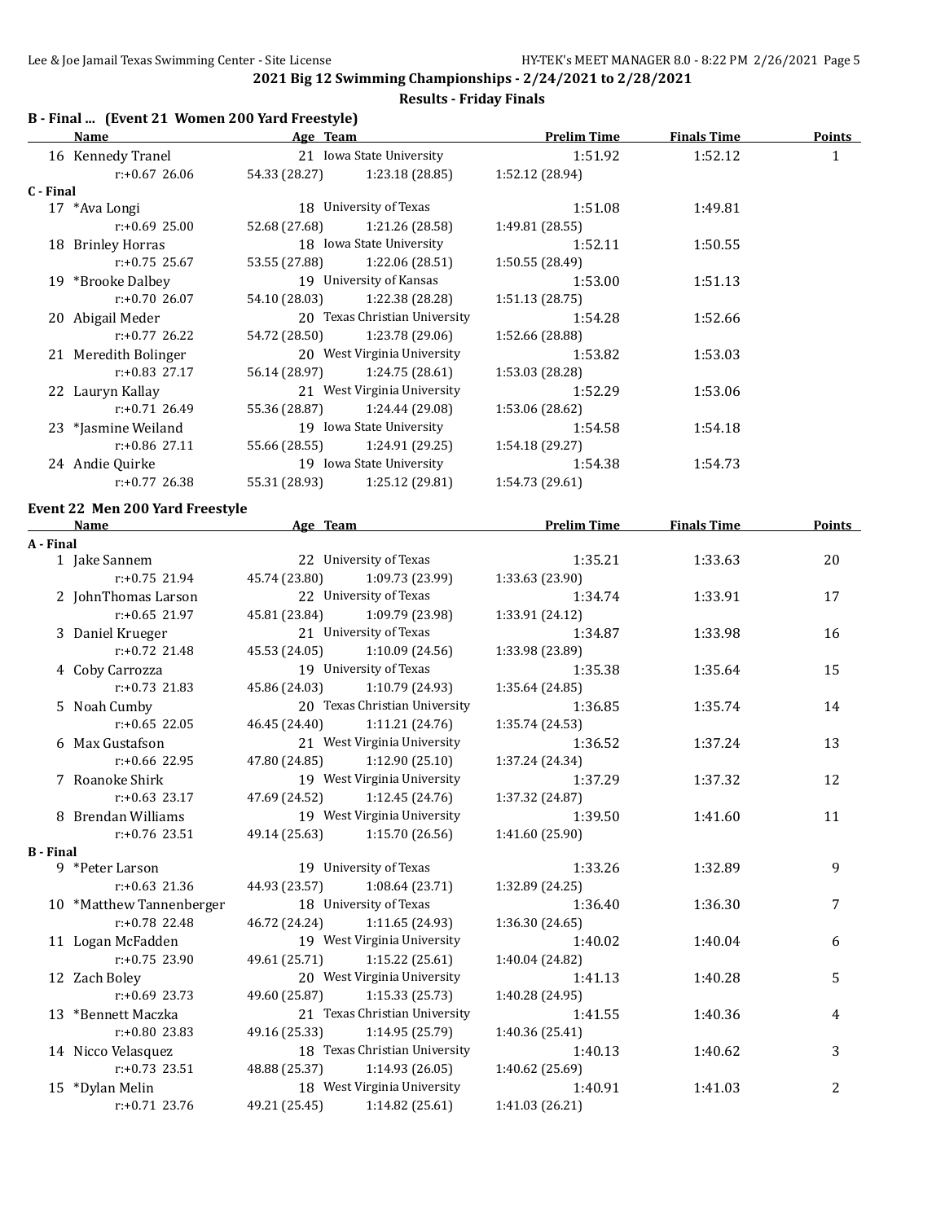## 2021 Big 12 Swimming Championships - 2/24/2021 to 2/28/2021

### Results - Friday Finals

**B - Final ... (Event 21 Women 200 Yard Freestyle)**

| Name | Age | Team | Prelim Time | Finals Time | Points |
|---|---|---|---|---|---|
| 16 Kennedy Tranel | 21 | Iowa State University | 1:51.92 | 1:52.12 | 1 |
| r:+0.67 26.06 | 54.33 (28.27) | 1:23.18 (28.85) | 1:52.12 (28.94) | | |
| **C - Final** | | | | | |
| 17 *Ava Longi | 18 | University of Texas | 1:51.08 | 1:49.81 | |
| r:+0.69 25.00 | 52.68 (27.68) | 1:21.26 (28.58) | 1:49.81 (28.55) | | |
| 18 Brinley Horras | 18 | Iowa State University | 1:52.11 | 1:50.55 | |
| r:+0.75 25.67 | 53.55 (27.88) | 1:22.06 (28.51) | 1:50.55 (28.49) | | |
| 19 *Brooke Dalbey | 19 | University of Kansas | 1:53.00 | 1:51.13 | |
| r:+0.70 26.07 | 54.10 (28.03) | 1:22.38 (28.28) | 1:51.13 (28.75) | | |
| 20 Abigail Meder | 20 | Texas Christian University | 1:54.28 | 1:52.66 | |
| r:+0.77 26.22 | 54.72 (28.50) | 1:23.78 (29.06) | 1:52.66 (28.88) | | |
| 21 Meredith Bolinger | 20 | West Virginia University | 1:53.82 | 1:53.03 | |
| r:+0.83 27.17 | 56.14 (28.97) | 1:24.75 (28.61) | 1:53.03 (28.28) | | |
| 22 Lauryn Kallay | 21 | West Virginia University | 1:52.29 | 1:53.06 | |
| r:+0.71 26.49 | 55.36 (28.87) | 1:24.44 (29.08) | 1:53.06 (28.62) | | |
| 23 *Jasmine Weiland | 19 | Iowa State University | 1:54.58 | 1:54.18 | |
| r:+0.86 27.11 | 55.66 (28.55) | 1:24.91 (29.25) | 1:54.18 (29.27) | | |
| 24 Andie Quirke | 19 | Iowa State University | 1:54.38 | 1:54.73 | |
| r:+0.77 26.38 | 55.31 (28.93) | 1:25.12 (29.81) | 1:54.73 (29.61) | | |

**Event 22 Men 200 Yard Freestyle**

| Name | Age | Team | Prelim Time | Finals Time | Points |
|---|---|---|---|---|---|
| **A - Final** | | | | | |
| 1 Jake Sannem | 22 | University of Texas | 1:35.21 | 1:33.63 | 20 |
| r:+0.75 21.94 | 45.74 (23.80) | 1:09.73 (23.99) | 1:33.63 (23.90) | | |
| 2 JohnThomas Larson | 22 | University of Texas | 1:34.74 | 1:33.91 | 17 |
| r:+0.65 21.97 | 45.81 (23.84) | 1:09.79 (23.98) | 1:33.91 (24.12) | | |
| 3 Daniel Krueger | 21 | University of Texas | 1:34.87 | 1:33.98 | 16 |
| r:+0.72 21.48 | 45.53 (24.05) | 1:10.09 (24.56) | 1:33.98 (23.89) | | |
| 4 Coby Carrozza | 19 | University of Texas | 1:35.38 | 1:35.64 | 15 |
| r:+0.73 21.83 | 45.86 (24.03) | 1:10.79 (24.93) | 1:35.64 (24.85) | | |
| 5 Noah Cumby | 20 | Texas Christian University | 1:36.85 | 1:35.74 | 14 |
| r:+0.65 22.05 | 46.45 (24.40) | 1:11.21 (24.76) | 1:35.74 (24.53) | | |
| 6 Max Gustafson | 21 | West Virginia University | 1:36.52 | 1:37.24 | 13 |
| r:+0.66 22.95 | 47.80 (24.85) | 1:12.90 (25.10) | 1:37.24 (24.34) | | |
| 7 Roanoke Shirk | 19 | West Virginia University | 1:37.29 | 1:37.32 | 12 |
| r:+0.63 23.17 | 47.69 (24.52) | 1:12.45 (24.76) | 1:37.32 (24.87) | | |
| 8 Brendan Williams | 19 | West Virginia University | 1:39.50 | 1:41.60 | 11 |
| r:+0.76 23.51 | 49.14 (25.63) | 1:15.70 (26.56) | 1:41.60 (25.90) | | |
| **B - Final** | | | | | |
| 9 *Peter Larson | 19 | University of Texas | 1:33.26 | 1:32.89 | 9 |
| r:+0.63 21.36 | 44.93 (23.57) | 1:08.64 (23.71) | 1:32.89 (24.25) | | |
| 10 *Matthew Tannenberger | 18 | University of Texas | 1:36.40 | 1:36.30 | 7 |
| r:+0.78 22.48 | 46.72 (24.24) | 1:11.65 (24.93) | 1:36.30 (24.65) | | |
| 11 Logan McFadden | 19 | West Virginia University | 1:40.02 | 1:40.04 | 6 |
| r:+0.75 23.90 | 49.61 (25.71) | 1:15.22 (25.61) | 1:40.04 (24.82) | | |
| 12 Zach Boley | 20 | West Virginia University | 1:41.13 | 1:40.28 | 5 |
| r:+0.69 23.73 | 49.60 (25.87) | 1:15.33 (25.73) | 1:40.28 (24.95) | | |
| 13 *Bennett Maczka | 21 | Texas Christian University | 1:41.55 | 1:40.36 | 4 |
| r:+0.80 23.83 | 49.16 (25.33) | 1:14.95 (25.79) | 1:40.36 (25.41) | | |
| 14 Nicco Velasquez | 18 | Texas Christian University | 1:40.13 | 1:40.62 | 3 |
| r:+0.73 23.51 | 48.88 (25.37) | 1:14.93 (26.05) | 1:40.62 (25.69) | | |
| 15 *Dylan Melin | 18 | West Virginia University | 1:40.91 | 1:41.03 | 2 |
| r:+0.71 23.76 | 49.21 (25.45) | 1:14.82 (25.61) | 1:41.03 (26.21) | | |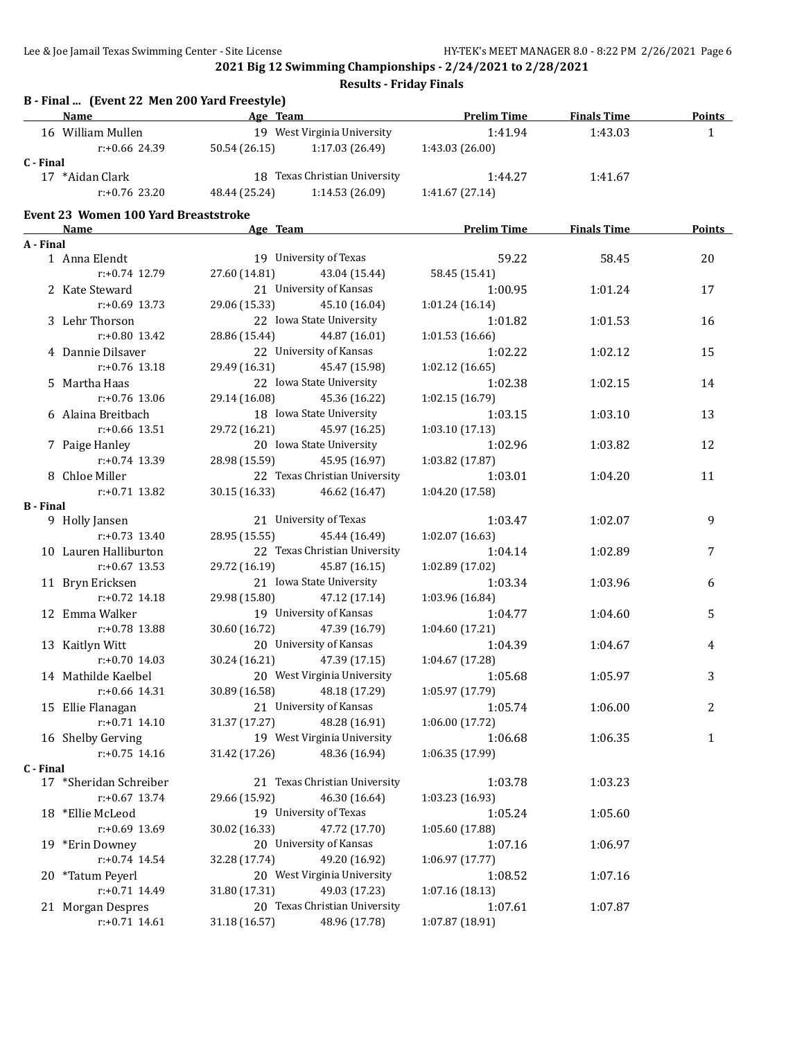**2021 Big 12 Swimming Championships - 2/24/2021 to 2/28/2021**

**Results - Friday Finals**

### B - Final ... (Event 22 Men 200 Yard Freestyle)

| Name | Age | Team | Prelim Time | Finals Time | Points |
|---|---|---|---|---|---|
| 16 William Mullen | 19 | West Virginia University | 1:41.94 | 1:43.03 | 1 |
| r:+0.66 24.39 | 50.54 (26.15) | 1:17.03 (26.49) | 1:43.03 (26.00) | | |
| **C - Final** | | | | | |
| 17 *Aidan Clark | 18 | Texas Christian University | 1:44.27 | 1:41.67 | |
| r:+0.76 23.20 | 48.44 (25.24) | 1:14.53 (26.09) | 1:41.67 (27.14) | | |

### Event 23 Women 100 Yard Breaststroke

| Name | Age | Team | Prelim Time | Finals Time | Points |
|---|---|---|---|---|---|
| **A - Final** | | | | | |
| 1 Anna Elendt | 19 | University of Texas | 59.22 | 58.45 | 20 |
| r:+0.74 12.79 | 27.60 (14.81) | 43.04 (15.44) | 58.45 (15.41) | | |
| 2 Kate Steward | 21 | University of Kansas | 1:00.95 | 1:01.24 | 17 |
| r:+0.69 13.73 | 29.06 (15.33) | 45.10 (16.04) | 1:01.24 (16.14) | | |
| 3 Lehr Thorson | 22 | Iowa State University | 1:01.82 | 1:01.53 | 16 |
| r:+0.80 13.42 | 28.86 (15.44) | 44.87 (16.01) | 1:01.53 (16.66) | | |
| 4 Dannie Dilsaver | 22 | University of Kansas | 1:02.22 | 1:02.12 | 15 |
| r:+0.76 13.18 | 29.49 (16.31) | 45.47 (15.98) | 1:02.12 (16.65) | | |
| 5 Martha Haas | 22 | Iowa State University | 1:02.38 | 1:02.15 | 14 |
| r:+0.76 13.06 | 29.14 (16.08) | 45.36 (16.22) | 1:02.15 (16.79) | | |
| 6 Alaina Breitbach | 18 | Iowa State University | 1:03.15 | 1:03.10 | 13 |
| r:+0.66 13.51 | 29.72 (16.21) | 45.97 (16.25) | 1:03.10 (17.13) | | |
| 7 Paige Hanley | 20 | Iowa State University | 1:02.96 | 1:03.82 | 12 |
| r:+0.74 13.39 | 28.98 (15.59) | 45.95 (16.97) | 1:03.82 (17.87) | | |
| 8 Chloe Miller | 22 | Texas Christian University | 1:03.01 | 1:04.20 | 11 |
| r:+0.71 13.82 | 30.15 (16.33) | 46.62 (16.47) | 1:04.20 (17.58) | | |
| **B - Final** | | | | | |
| 9 Holly Jansen | 21 | University of Texas | 1:03.47 | 1:02.07 | 9 |
| r:+0.73 13.40 | 28.95 (15.55) | 45.44 (16.49) | 1:02.07 (16.63) | | |
| 10 Lauren Halliburton | 22 | Texas Christian University | 1:04.14 | 1:02.89 | 7 |
| r:+0.67 13.53 | 29.72 (16.19) | 45.87 (16.15) | 1:02.89 (17.02) | | |
| 11 Bryn Ericksen | 21 | Iowa State University | 1:03.34 | 1:03.96 | 6 |
| r:+0.72 14.18 | 29.98 (15.80) | 47.12 (17.14) | 1:03.96 (16.84) | | |
| 12 Emma Walker | 19 | University of Kansas | 1:04.77 | 1:04.60 | 5 |
| r:+0.78 13.88 | 30.60 (16.72) | 47.39 (16.79) | 1:04.60 (17.21) | | |
| 13 Kaitlyn Witt | 20 | University of Kansas | 1:04.39 | 1:04.67 | 4 |
| r:+0.70 14.03 | 30.24 (16.21) | 47.39 (17.15) | 1:04.67 (17.28) | | |
| 14 Mathilde Kaelbel | 20 | West Virginia University | 1:05.68 | 1:05.97 | 3 |
| r:+0.66 14.31 | 30.89 (16.58) | 48.18 (17.29) | 1:05.97 (17.79) | | |
| 15 Ellie Flanagan | 21 | University of Kansas | 1:05.74 | 1:06.00 | 2 |
| r:+0.71 14.10 | 31.37 (17.27) | 48.28 (16.91) | 1:06.00 (17.72) | | |
| 16 Shelby Gerving | 19 | West Virginia University | 1:06.68 | 1:06.35 | 1 |
| r:+0.75 14.16 | 31.42 (17.26) | 48.36 (16.94) | 1:06.35 (17.99) | | |
| **C - Final** | | | | | |
| 17 *Sheridan Schreiber | 21 | Texas Christian University | 1:03.78 | 1:03.23 | |
| r:+0.67 13.74 | 29.66 (15.92) | 46.30 (16.64) | 1:03.23 (16.93) | | |
| 18 *Ellie McLeod | 19 | University of Texas | 1:05.24 | 1:05.60 | |
| r:+0.69 13.69 | 30.02 (16.33) | 47.72 (17.70) | 1:05.60 (17.88) | | |
| 19 *Erin Downey | 20 | University of Kansas | 1:07.16 | 1:06.97 | |
| r:+0.74 14.54 | 32.28 (17.74) | 49.20 (16.92) | 1:06.97 (17.77) | | |
| 20 *Tatum Peyerl | 20 | West Virginia University | 1:08.52 | 1:07.16 | |
| r:+0.71 14.49 | 31.80 (17.31) | 49.03 (17.23) | 1:07.16 (18.13) | | |
| 21 Morgan Despres | 20 | Texas Christian University | 1:07.61 | 1:07.87 | |
| r:+0.71 14.61 | 31.18 (16.57) | 48.96 (17.78) | 1:07.87 (18.91) | | |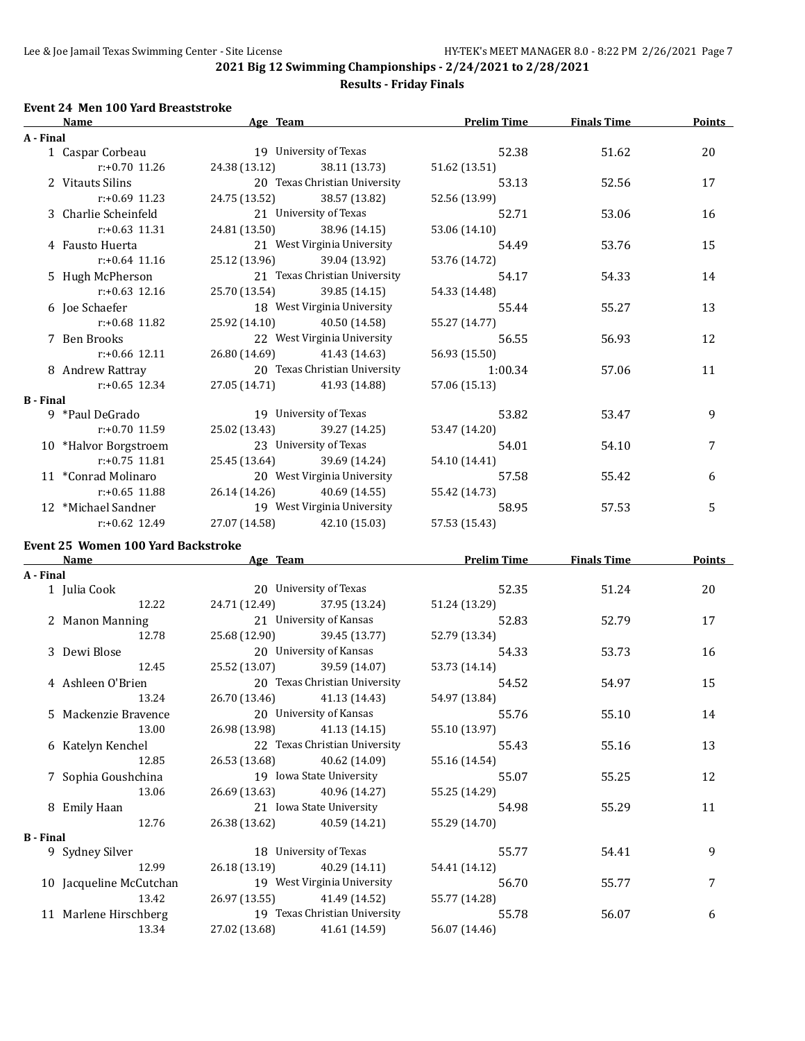## 2021 Big 12 Swimming Championships - 2/24/2021 to 2/28/2021

### Results - Friday Finals

#### Event 24 Men 100 Yard Breaststroke

| Name | Age | Team | Prelim Time | Finals Time | Points |
|---|---|---|---|---|---|
| **A - Final** | | | | | |
| 1 Caspar Corbeau | 19 | University of Texas | 52.38 | 51.62 | 20 |
| r:+0.70 11.26 | 24.38 (13.12) | 38.11 (13.73) | 51.62 (13.51) | | |
| 2 Vitauts Silins | 20 | Texas Christian University | 53.13 | 52.56 | 17 |
| r:+0.69 11.23 | 24.75 (13.52) | 38.57 (13.82) | 52.56 (13.99) | | |
| 3 Charlie Scheinfeld | 21 | University of Texas | 52.71 | 53.06 | 16 |
| r:+0.63 11.31 | 24.81 (13.50) | 38.96 (14.15) | 53.06 (14.10) | | |
| 4 Fausto Huerta | 21 | West Virginia University | 54.49 | 53.76 | 15 |
| r:+0.64 11.16 | 25.12 (13.96) | 39.04 (13.92) | 53.76 (14.72) | | |
| 5 Hugh McPherson | 21 | Texas Christian University | 54.17 | 54.33 | 14 |
| r:+0.63 12.16 | 25.70 (13.54) | 39.85 (14.15) | 54.33 (14.48) | | |
| 6 Joe Schaefer | 18 | West Virginia University | 55.44 | 55.27 | 13 |
| r:+0.68 11.82 | 25.92 (14.10) | 40.50 (14.58) | 55.27 (14.77) | | |
| 7 Ben Brooks | 22 | West Virginia University | 56.55 | 56.93 | 12 |
| r:+0.66 12.11 | 26.80 (14.69) | 41.43 (14.63) | 56.93 (15.50) | | |
| 8 Andrew Rattray | 20 | Texas Christian University | 1:00.34 | 57.06 | 11 |
| r:+0.65 12.34 | 27.05 (14.71) | 41.93 (14.88) | 57.06 (15.13) | | |
| **B - Final** | | | | | |
| 9 *Paul DeGrado | 19 | University of Texas | 53.82 | 53.47 | 9 |
| r:+0.70 11.59 | 25.02 (13.43) | 39.27 (14.25) | 53.47 (14.20) | | |
| 10 *Halvor Borgstroem | 23 | University of Texas | 54.01 | 54.10 | 7 |
| r:+0.75 11.81 | 25.45 (13.64) | 39.69 (14.24) | 54.10 (14.41) | | |
| 11 *Conrad Molinaro | 20 | West Virginia University | 57.58 | 55.42 | 6 |
| r:+0.65 11.88 | 26.14 (14.26) | 40.69 (14.55) | 55.42 (14.73) | | |
| 12 *Michael Sandner | 19 | West Virginia University | 58.95 | 57.53 | 5 |
| r:+0.62 12.49 | 27.07 (14.58) | 42.10 (15.03) | 57.53 (15.43) | | |

#### Event 25 Women 100 Yard Backstroke

| Name | Age | Team | Prelim Time | Finals Time | Points |
|---|---|---|---|---|---|
| **A - Final** | | | | | |
| 1 Julia Cook | 20 | University of Texas | 52.35 | 51.24 | 20 |
| 12.22 | 24.71 (12.49) | 37.95 (13.24) | 51.24 (13.29) | | |
| 2 Manon Manning | 21 | University of Kansas | 52.83 | 52.79 | 17 |
| 12.78 | 25.68 (12.90) | 39.45 (13.77) | 52.79 (13.34) | | |
| 3 Dewi Blose | 20 | University of Kansas | 54.33 | 53.73 | 16 |
| 12.45 | 25.52 (13.07) | 39.59 (14.07) | 53.73 (14.14) | | |
| 4 Ashleen O'Brien | 20 | Texas Christian University | 54.52 | 54.97 | 15 |
| 13.24 | 26.70 (13.46) | 41.13 (14.43) | 54.97 (13.84) | | |
| 5 Mackenzie Bravence | 20 | University of Kansas | 55.76 | 55.10 | 14 |
| 13.00 | 26.98 (13.98) | 41.13 (14.15) | 55.10 (13.97) | | |
| 6 Katelyn Kenchel | 22 | Texas Christian University | 55.43 | 55.16 | 13 |
| 12.85 | 26.53 (13.68) | 40.62 (14.09) | 55.16 (14.54) | | |
| 7 Sophia Goushchina | 19 | Iowa State University | 55.07 | 55.25 | 12 |
| 13.06 | 26.69 (13.63) | 40.96 (14.27) | 55.25 (14.29) | | |
| 8 Emily Haan | 21 | Iowa State University | 54.98 | 55.29 | 11 |
| 12.76 | 26.38 (13.62) | 40.59 (14.21) | 55.29 (14.70) | | |
| **B - Final** | | | | | |
| 9 Sydney Silver | 18 | University of Texas | 55.77 | 54.41 | 9 |
| 12.99 | 26.18 (13.19) | 40.29 (14.11) | 54.41 (14.12) | | |
| 10 Jacqueline McCutchan | 19 | West Virginia University | 56.70 | 55.77 | 7 |
| 13.42 | 26.97 (13.55) | 41.49 (14.52) | 55.77 (14.28) | | |
| 11 Marlene Hirschberg | 19 | Texas Christian University | 55.78 | 56.07 | 6 |
| 13.34 | 27.02 (13.68) | 41.61 (14.59) | 56.07 (14.46) | | |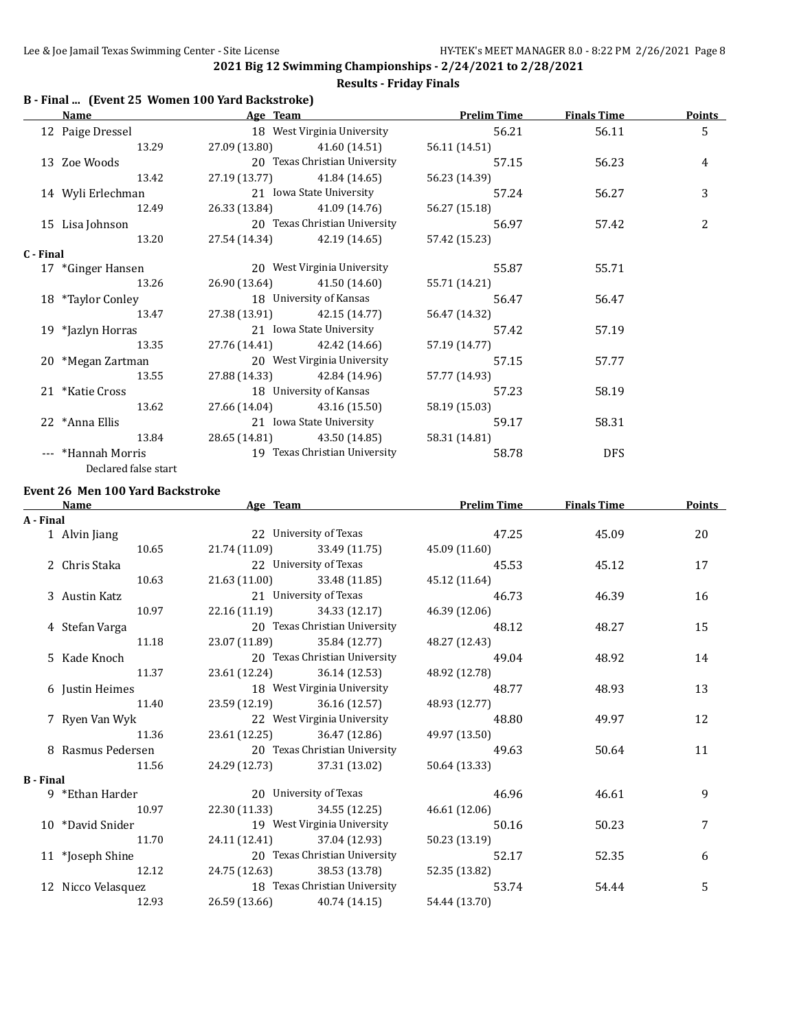# 2021 Big 12 Swimming Championships - 2/24/2021 to 2/28/2021

## Results - Friday Finals

### B - Final ... (Event 25 Women 100 Yard Backstroke)

| | Name | Age | Team | Prelim Time | Finals Time | Points |
|---|---|---|---|---|---|---|
| 12 | Paige Dressel | 18 | West Virginia University | 56.21 | 56.11 | 5 |
| | 13.29 | 27.09 (13.80) | 41.60 (14.51) | 56.11 (14.51) | | |
| 13 | Zoe Woods | 20 | Texas Christian University | 57.15 | 56.23 | 4 |
| | 13.42 | 27.19 (13.77) | 41.84 (14.65) | 56.23 (14.39) | | |
| 14 | Wyli Erlechman | 21 | Iowa State University | 57.24 | 56.27 | 3 |
| | 12.49 | 26.33 (13.84) | 41.09 (14.76) | 56.27 (15.18) | | |
| 15 | Lisa Johnson | 20 | Texas Christian University | 56.97 | 57.42 | 2 |
| | 13.20 | 27.54 (14.34) | 42.19 (14.65) | 57.42 (15.23) | | |
| **C - Final** | | | | | | |
| 17 | *Ginger Hansen | 20 | West Virginia University | 55.87 | 55.71 | |
| | 13.26 | 26.90 (13.64) | 41.50 (14.60) | 55.71 (14.21) | | |
| 18 | *Taylor Conley | 18 | University of Kansas | 56.47 | 56.47 | |
| | 13.47 | 27.38 (13.91) | 42.15 (14.77) | 56.47 (14.32) | | |
| 19 | *Jazlyn Horras | 21 | Iowa State University | 57.42 | 57.19 | |
| | 13.35 | 27.76 (14.41) | 42.42 (14.66) | 57.19 (14.77) | | |
| 20 | *Megan Zartman | 20 | West Virginia University | 57.15 | 57.77 | |
| | 13.55 | 27.88 (14.33) | 42.84 (14.96) | 57.77 (14.93) | | |
| 21 | *Katie Cross | 18 | University of Kansas | 57.23 | 58.19 | |
| | 13.62 | 27.66 (14.04) | 43.16 (15.50) | 58.19 (15.03) | | |
| 22 | *Anna Ellis | 21 | Iowa State University | 59.17 | 58.31 | |
| | 13.84 | 28.65 (14.81) | 43.50 (14.85) | 58.31 (14.81) | | |
| --- | *Hannah Morris | 19 | Texas Christian University | 58.78 | DFS | |
| | Declared false start | | | | | |

### Event 26 Men 100 Yard Backstroke

| | Name | Age | Team | Prelim Time | Finals Time | Points |
|---|---|---|---|---|---|---|
| **A - Final** | | | | | | |
| 1 | Alvin Jiang | 22 | University of Texas | 47.25 | 45.09 | 20 |
| | 10.65 | 21.74 (11.09) | 33.49 (11.75) | 45.09 (11.60) | | |
| 2 | Chris Staka | 22 | University of Texas | 45.53 | 45.12 | 17 |
| | 10.63 | 21.63 (11.00) | 33.48 (11.85) | 45.12 (11.64) | | |
| 3 | Austin Katz | 21 | University of Texas | 46.73 | 46.39 | 16 |
| | 10.97 | 22.16 (11.19) | 34.33 (12.17) | 46.39 (12.06) | | |
| 4 | Stefan Varga | 20 | Texas Christian University | 48.12 | 48.27 | 15 |
| | 11.18 | 23.07 (11.89) | 35.84 (12.77) | 48.27 (12.43) | | |
| 5 | Kade Knoch | 20 | Texas Christian University | 49.04 | 48.92 | 14 |
| | 11.37 | 23.61 (12.24) | 36.14 (12.53) | 48.92 (12.78) | | |
| 6 | Justin Heimes | 18 | West Virginia University | 48.77 | 48.93 | 13 |
| | 11.40 | 23.59 (12.19) | 36.16 (12.57) | 48.93 (12.77) | | |
| 7 | Ryen Van Wyk | 22 | West Virginia University | 48.80 | 49.97 | 12 |
| | 11.36 | 23.61 (12.25) | 36.47 (12.86) | 49.97 (13.50) | | |
| 8 | Rasmus Pedersen | 20 | Texas Christian University | 49.63 | 50.64 | 11 |
| | 11.56 | 24.29 (12.73) | 37.31 (13.02) | 50.64 (13.33) | | |
| **B - Final** | | | | | | |
| 9 | *Ethan Harder | 20 | University of Texas | 46.96 | 46.61 | 9 |
| | 10.97 | 22.30 (11.33) | 34.55 (12.25) | 46.61 (12.06) | | |
| 10 | *David Snider | 19 | West Virginia University | 50.16 | 50.23 | 7 |
| | 11.70 | 24.11 (12.41) | 37.04 (12.93) | 50.23 (13.19) | | |
| 11 | *Joseph Shine | 20 | Texas Christian University | 52.17 | 52.35 | 6 |
| | 12.12 | 24.75 (12.63) | 38.53 (13.78) | 52.35 (13.82) | | |
| 12 | Nicco Velasquez | 18 | Texas Christian University | 53.74 | 54.44 | 5 |
| | 12.93 | 26.59 (13.66) | 40.74 (14.15) | 54.44 (13.70) | | |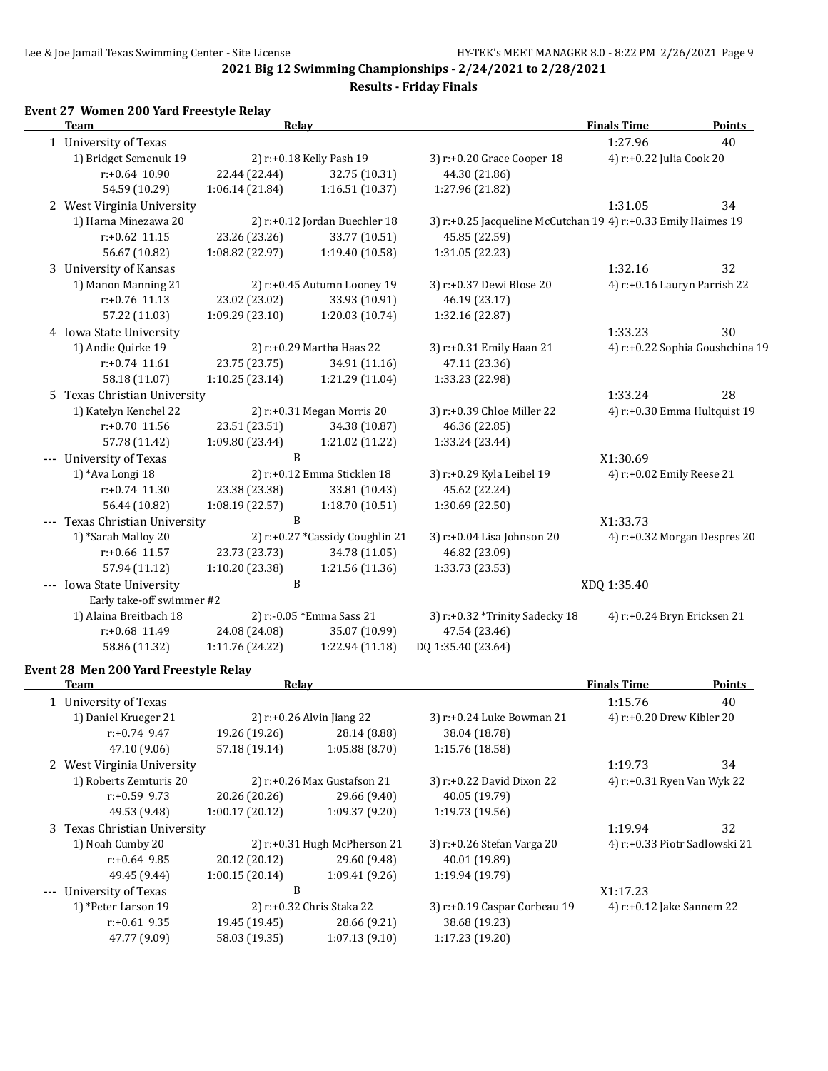**2021 Big 12 Swimming Championships - 2/24/2021 to 2/28/2021**

**Results - Friday Finals**

### Event 27 Women 200 Yard Freestyle Relay

| | Team | Relay | | | Finals Time | Points |
|---|---|---|---|---|---|---|
| 1 | University of Texas | | | | 1:27.96 | 40 |
| | 1) Bridget Semenuk 19 | 2) r:+0.18 Kelly Pash 19 | 3) r:+0.20 Grace Cooper 18 | 4) r:+0.22 Julia Cook 20 | | |
| | r:+0.64 10.90 | 22.44 (22.44) | 32.75 (10.31) | 44.30 (21.86) | | |
| | 54.59 (10.29) | 1:06.14 (21.84) | 1:16.51 (10.37) | 1:27.96 (21.82) | | |
| 2 | West Virginia University | | | | 1:31.05 | 34 |
| | 1) Harna Minezawa 20 | 2) r:+0.12 Jordan Buechler 18 | 3) r:+0.25 Jacqueline McCutchan 19 | 4) r:+0.33 Emily Haimes 19 | | |
| | r:+0.62 11.15 | 23.26 (23.26) | 33.77 (10.51) | 45.85 (22.59) | | |
| | 56.67 (10.82) | 1:08.82 (22.97) | 1:19.40 (10.58) | 1:31.05 (22.23) | | |
| 3 | University of Kansas | | | | 1:32.16 | 32 |
| | 1) Manon Manning 21 | 2) r:+0.45 Autumn Looney 19 | 3) r:+0.37 Dewi Blose 20 | 4) r:+0.16 Lauryn Parrish 22 | | |
| | r:+0.76 11.13 | 23.02 (23.02) | 33.93 (10.91) | 46.19 (23.17) | | |
| | 57.22 (11.03) | 1:09.29 (23.10) | 1:20.03 (10.74) | 1:32.16 (22.87) | | |
| 4 | Iowa State University | | | | 1:33.23 | 30 |
| | 1) Andie Quirke 19 | 2) r:+0.29 Martha Haas 22 | 3) r:+0.31 Emily Haan 21 | 4) r:+0.22 Sophia Goushchina 19 | | |
| | r:+0.74 11.61 | 23.75 (23.75) | 34.91 (11.16) | 47.11 (23.36) | | |
| | 58.18 (11.07) | 1:10.25 (23.14) | 1:21.29 (11.04) | 1:33.23 (22.98) | | |
| 5 | Texas Christian University | | | | 1:33.24 | 28 |
| | 1) Katelyn Kenchel 22 | 2) r:+0.31 Megan Morris 20 | 3) r:+0.39 Chloe Miller 22 | 4) r:+0.30 Emma Hultquist 19 | | |
| | r:+0.70 11.56 | 23.51 (23.51) | 34.38 (10.87) | 46.36 (22.85) | | |
| | 57.78 (11.42) | 1:09.80 (23.44) | 1:21.02 (11.22) | 1:33.24 (23.44) | | |
| --- | University of Texas | B | | | X1:30.69 | |
| | 1) *Ava Longi 18 | 2) r:+0.12 Emma Sticklen 18 | 3) r:+0.29 Kyla Leibel 19 | 4) r:+0.02 Emily Reese 21 | | |
| | r:+0.74 11.30 | 23.38 (23.38) | 33.81 (10.43) | 45.62 (22.24) | | |
| | 56.44 (10.82) | 1:08.19 (22.57) | 1:18.70 (10.51) | 1:30.69 (22.50) | | |
| --- | Texas Christian University | B | | | X1:33.73 | |
| | 1) *Sarah Malloy 20 | 2) r:+0.27 *Cassidy Coughlin 21 | 3) r:+0.04 Lisa Johnson 20 | 4) r:+0.32 Morgan Despres 20 | | |
| | r:+0.66 11.57 | 23.73 (23.73) | 34.78 (11.05) | 46.82 (23.09) | | |
| | 57.94 (11.12) | 1:10.20 (23.38) | 1:21.56 (11.36) | 1:33.73 (23.53) | | |
| --- | Iowa State University | B | | | XDQ 1:35.40 | |
| | Early take-off swimmer #2 | | | | | |
| | 1) Alaina Breitbach 18 | 2) r:-0.05 *Emma Sass 21 | 3) r:+0.32 *Trinity Sadecky 18 | 4) r:+0.24 Bryn Ericksen 21 | | |
| | r:+0.68 11.49 | 24.08 (24.08) | 35.07 (10.99) | 47.54 (23.46) | | |
| | 58.86 (11.32) | 1:11.76 (24.22) | 1:22.94 (11.18) | DQ 1:35.40 (23.64) | | |

### Event 28 Men 200 Yard Freestyle Relay

| | Team | Relay | | | Finals Time | Points |
|---|---|---|---|---|---|---|
| 1 | University of Texas | | | | 1:15.76 | 40 |
| | 1) Daniel Krueger 21 | 2) r:+0.26 Alvin Jiang 22 | 3) r:+0.24 Luke Bowman 21 | 4) r:+0.20 Drew Kibler 20 | | |
| | r:+0.74 9.47 | 19.26 (19.26) | 28.14 (8.88) | 38.04 (18.78) | | |
| | 47.10 (9.06) | 57.18 (19.14) | 1:05.88 (8.70) | 1:15.76 (18.58) | | |
| 2 | West Virginia University | | | | 1:19.73 | 34 |
| | 1) Roberts Zemturis 20 | 2) r:+0.26 Max Gustafson 21 | 3) r:+0.22 David Dixon 22 | 4) r:+0.31 Ryen Van Wyk 22 | | |
| | r:+0.59 9.73 | 20.26 (20.26) | 29.66 (9.40) | 40.05 (19.79) | | |
| | 49.53 (9.48) | 1:00.17 (20.12) | 1:09.37 (9.20) | 1:19.73 (19.56) | | |
| 3 | Texas Christian University | | | | 1:19.94 | 32 |
| | 1) Noah Cumby 20 | 2) r:+0.31 Hugh McPherson 21 | 3) r:+0.26 Stefan Varga 20 | 4) r:+0.33 Piotr Sadlowski 21 | | |
| | r:+0.64 9.85 | 20.12 (20.12) | 29.60 (9.48) | 40.01 (19.89) | | |
| | 49.45 (9.44) | 1:00.15 (20.14) | 1:09.41 (9.26) | 1:19.94 (19.79) | | |
| --- | University of Texas | B | | | X1:17.23 | |
| | 1) *Peter Larson 19 | 2) r:+0.32 Chris Staka 22 | 3) r:+0.19 Caspar Corbeau 19 | 4) r:+0.12 Jake Sannem 22 | | |
| | r:+0.61 9.35 | 19.45 (19.45) | 28.66 (9.21) | 38.68 (19.23) | | |
| | 47.77 (9.09) | 58.03 (19.35) | 1:07.13 (9.10) | 1:17.23 (19.20) | | |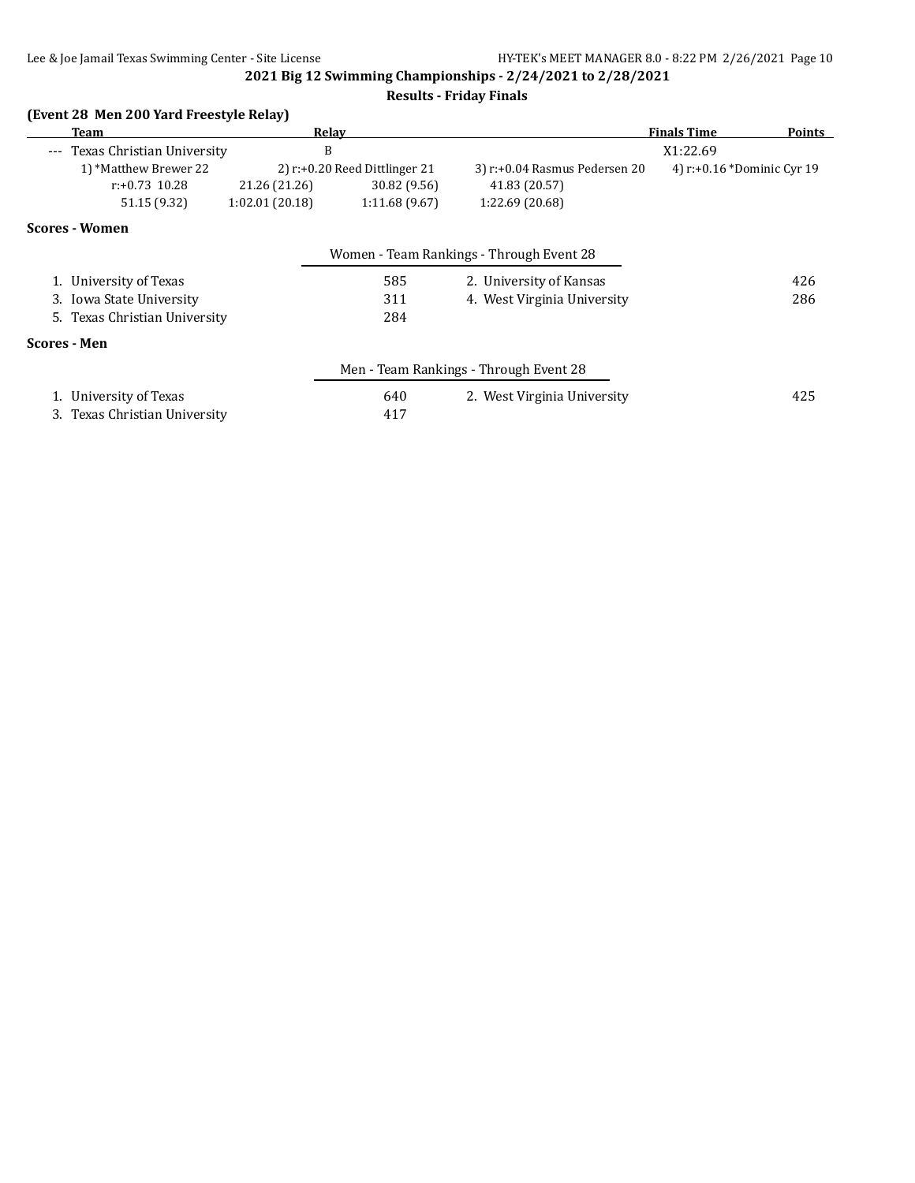**2021 Big 12 Swimming Championships - 2/24/2021 to 2/28/2021**

**Results - Friday Finals**

### (Event 28 Men 200 Yard Freestyle Relay)

| Team | Relay | Finals Time | Points |
|---|---|---|---|
| --- Texas Christian University | B | X1:22.69 | |

1) *Matthew Brewer 22 — 2) r:+0.20 Reed Dittlinger 21 — 3) r:+0.04 Rasmus Pedersen 20 — 4) r:+0.16 *Dominic Cyr 19

| | | | |
|---|---|---|---|
| r:+0.73 10.28 | 21.26 (21.26) | 30.82 (9.56) | 41.83 (20.57) |
| 51.15 (9.32) | 1:02.01 (20.18) | 1:11.68 (9.67) | 1:22.69 (20.68) |

### Scores - Women

Women - Team Rankings - Through Event 28

| | | | |
|---|---|---|---|
| 1. University of Texas | 585 | 2. University of Kansas | 426 |
| 3. Iowa State University | 311 | 4. West Virginia University | 286 |
| 5. Texas Christian University | 284 | | |

### Scores - Men

Men - Team Rankings - Through Event 28

| | | | |
|---|---|---|---|
| 1. University of Texas | 640 | 2. West Virginia University | 425 |
| 3. Texas Christian University | 417 | | |